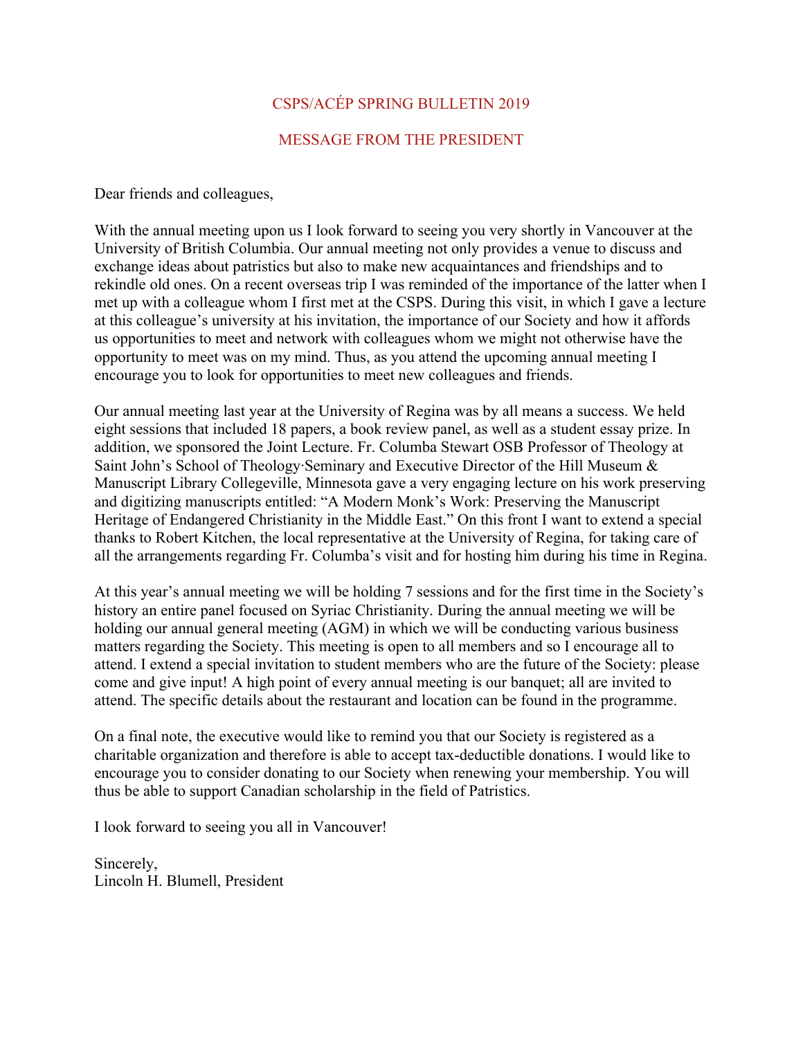# CSPS/ACÉP SPRING BULLETIN 2019

## MESSAGE FROM THE PRESIDENT

Dear friends and colleagues,

With the annual meeting upon us I look forward to seeing you very shortly in Vancouver at the University of British Columbia. Our annual meeting not only provides a venue to discuss and exchange ideas about patristics but also to make new acquaintances and friendships and to rekindle old ones. On a recent overseas trip I was reminded of the importance of the latter when I met up with a colleague whom I first met at the CSPS. During this visit, in which I gave a lecture at this colleague's university at his invitation, the importance of our Society and how it affords us opportunities to meet and network with colleagues whom we might not otherwise have the opportunity to meet was on my mind. Thus, as you attend the upcoming annual meeting I encourage you to look for opportunities to meet new colleagues and friends.

Our annual meeting last year at the University of Regina was by all means a success. We held eight sessions that included 18 papers, a book review panel, as well as a student essay prize. In addition, we sponsored the Joint Lecture. Fr. Columba Stewart OSB Professor of Theology at Saint John's School of Theology·Seminary and Executive Director of the Hill Museum & Manuscript Library Collegeville, Minnesota gave a very engaging lecture on his work preserving and digitizing manuscripts entitled: "A Modern Monk's Work: Preserving the Manuscript Heritage of Endangered Christianity in the Middle East." On this front I want to extend a special thanks to Robert Kitchen, the local representative at the University of Regina, for taking care of all the arrangements regarding Fr. Columba's visit and for hosting him during his time in Regina.

At this year's annual meeting we will be holding 7 sessions and for the first time in the Society's history an entire panel focused on Syriac Christianity. During the annual meeting we will be holding our annual general meeting (AGM) in which we will be conducting various business matters regarding the Society. This meeting is open to all members and so I encourage all to attend. I extend a special invitation to student members who are the future of the Society: please come and give input! A high point of every annual meeting is our banquet; all are invited to attend. The specific details about the restaurant and location can be found in the programme.

On a final note, the executive would like to remind you that our Society is registered as a charitable organization and therefore is able to accept tax-deductible donations. I would like to encourage you to consider donating to our Society when renewing your membership. You will thus be able to support Canadian scholarship in the field of Patristics.

I look forward to seeing you all in Vancouver!

Sincerely,  
Lincoln H. Blumell, President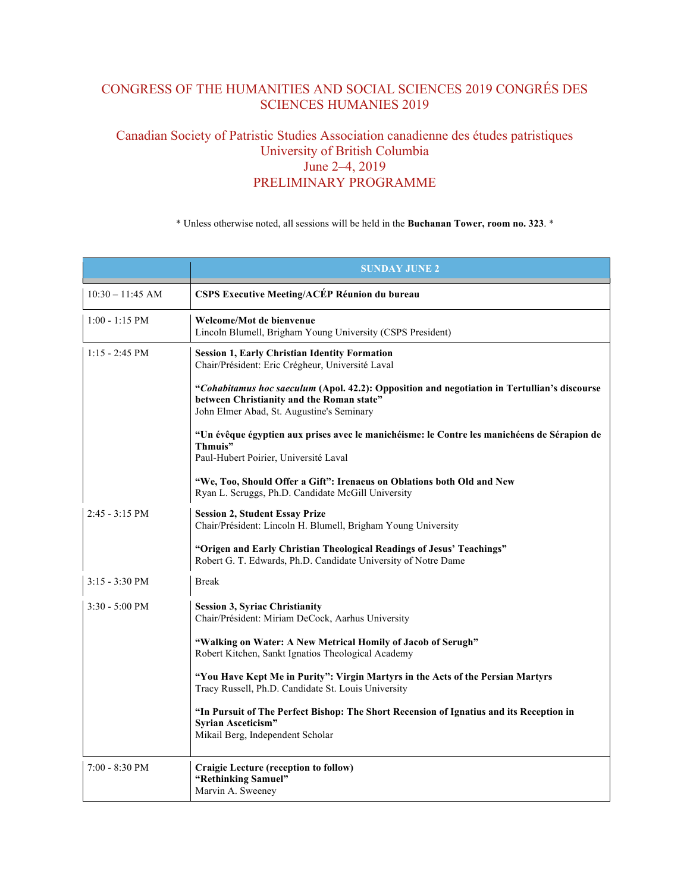# CONGRESS OF THE HUMANITIES AND SOCIAL SCIENCES 2019 CONGRÉS DES SCIENCES HUMANIES 2019

## Canadian Society of Patristic Studies Association canadienne des études patristiques
## University of British Columbia
## June 2–4, 2019
## PRELIMINARY PROGRAMME

\* Unless otherwise noted, all sessions will be held in the **Buchanan Tower, room no. 323**. *

| | **SUNDAY JUNE 2** |
|---|---|
| 10:30 – 11:45 AM | **CSPS Executive Meeting/ACÉP Réunion du bureau** |
| 1:00 - 1:15 PM | **Welcome/Mot de bienvenue**<br>Lincoln Blumell, Brigham Young University (CSPS President) |
| 1:15 - 2:45 PM | **Session 1, Early Christian Identity Formation**<br>Chair/Président: Eric Crégheur, Université Laval<br><br>**"*Cohabitamus hoc saeculum* (Apol. 42.2): Opposition and negotiation in Tertullian's discourse between Christianity and the Roman state"**<br>John Elmer Abad, St. Augustine's Seminary<br><br>**"Un évêque égyptien aux prises avec le manichéisme: le Contre les manichéens de Sérapion de Thmuis"**<br>Paul-Hubert Poirier, Université Laval<br><br>**"We, Too, Should Offer a Gift": Irenaeus on Oblations both Old and New**<br>Ryan L. Scruggs, Ph.D. Candidate McGill University |
| 2:45 - 3:15 PM | **Session 2, Student Essay Prize**<br>Chair/Président: Lincoln H. Blumell, Brigham Young University<br><br>**"Origen and Early Christian Theological Readings of Jesus' Teachings"**<br>Robert G. T. Edwards, Ph.D. Candidate University of Notre Dame |
| 3:15 - 3:30 PM | Break |
| 3:30 - 5:00 PM | **Session 3, Syriac Christianity**<br>Chair/Président: Miriam DeCock, Aarhus University<br><br>**"Walking on Water: A New Metrical Homily of Jacob of Serugh"**<br>Robert Kitchen, Sankt Ignatios Theological Academy<br><br>**"You Have Kept Me in Purity": Virgin Martyrs in the Acts of the Persian Martyrs**<br>Tracy Russell, Ph.D. Candidate St. Louis University<br><br>**"In Pursuit of The Perfect Bishop: The Short Recension of Ignatius and its Reception in Syrian Asceticism"**<br>Mikail Berg, Independent Scholar |
| 7:00 - 8:30 PM | **Craigie Lecture (reception to follow)**<br>**"Rethinking Samuel"**<br>Marvin A. Sweeney |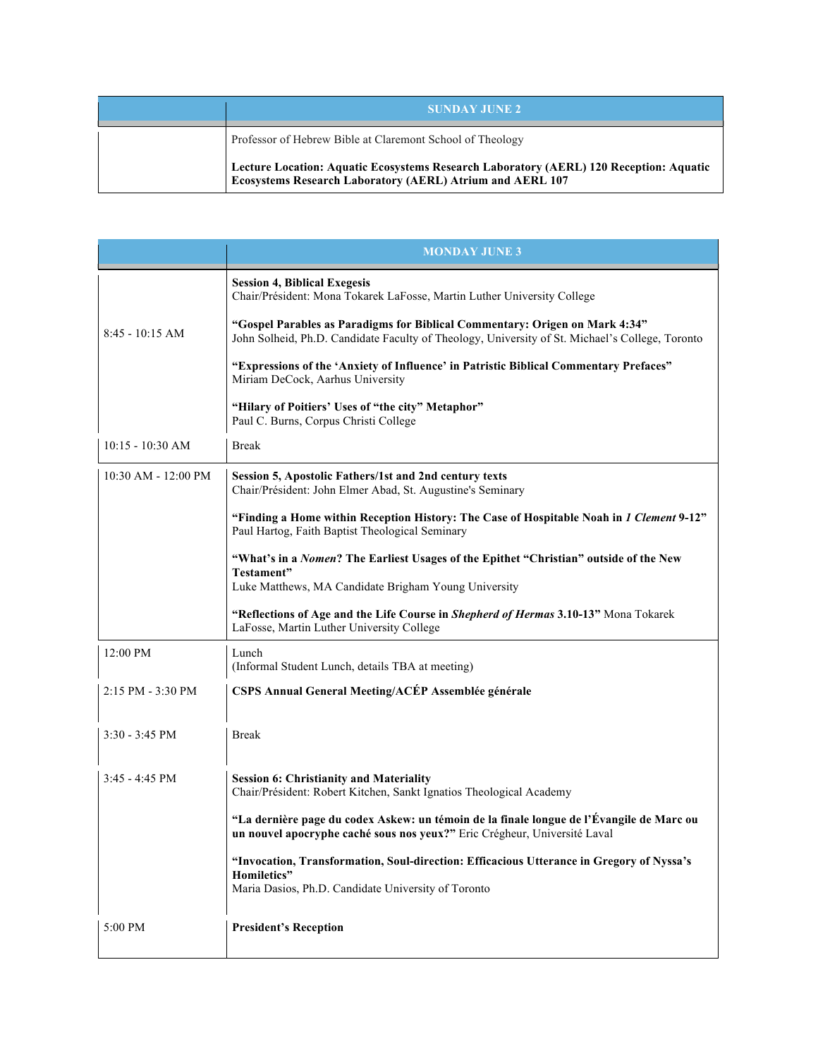| | SUNDAY JUNE 2 |
|---|---|
| | Professor of Hebrew Bible at Claremont School of Theology<br><br>**Lecture Location: Aquatic Ecosystems Research Laboratory (AERL) 120 Reception: Aquatic Ecosystems Research Laboratory (AERL) Atrium and AERL 107** |

| | MONDAY JUNE 3 |
|---|---|
| 8:45 - 10:15 AM | **Session 4, Biblical Exegesis**<br>Chair/Président: Mona Tokarek LaFosse, Martin Luther University College<br><br>**"Gospel Parables as Paradigms for Biblical Commentary: Origen on Mark 4:34"**<br>John Solheid, Ph.D. Candidate Faculty of Theology, University of St. Michael's College, Toronto<br><br>**"Expressions of the 'Anxiety of Influence' in Patristic Biblical Commentary Prefaces"**<br>Miriam DeCock, Aarhus University<br><br>**"Hilary of Poitiers' Uses of "the city" Metaphor"**<br>Paul C. Burns, Corpus Christi College |
| 10:15 - 10:30 AM | Break |
| 10:30 AM - 12:00 PM | **Session 5, Apostolic Fathers/1st and 2nd century texts**<br>Chair/Président: John Elmer Abad, St. Augustine's Seminary<br><br>**"Finding a Home within Reception History: The Case of Hospitable Noah in *1 Clement* 9-12"**<br>Paul Hartog, Faith Baptist Theological Seminary<br><br>**"What's in a *Nomen*? The Earliest Usages of the Epithet "Christian" outside of the New Testament"**<br>Luke Matthews, MA Candidate Brigham Young University<br><br>**"Reflections of Age and the Life Course in *Shepherd of Hermas* 3.10-13"** Mona Tokarek LaFosse, Martin Luther University College |
| 12:00 PM | Lunch<br>(Informal Student Lunch, details TBA at meeting) |
| 2:15 PM - 3:30 PM | **CSPS Annual General Meeting/ACÉP Assemblée générale** |
| 3:30 - 3:45 PM | Break |
| 3:45 - 4:45 PM | **Session 6: Christianity and Materiality**<br>Chair/Président: Robert Kitchen, Sankt Ignatios Theological Academy<br><br>**"La dernière page du codex Askew: un témoin de la finale longue de l'Évangile de Marc ou un nouvel apocryphe caché sous nos yeux?"** Eric Crégheur, Université Laval<br><br>**"Invocation, Transformation, Soul-direction: Efficacious Utterance in Gregory of Nyssa's Homiletics"**<br>Maria Dasios, Ph.D. Candidate University of Toronto |
| 5:00 PM | **President's Reception** |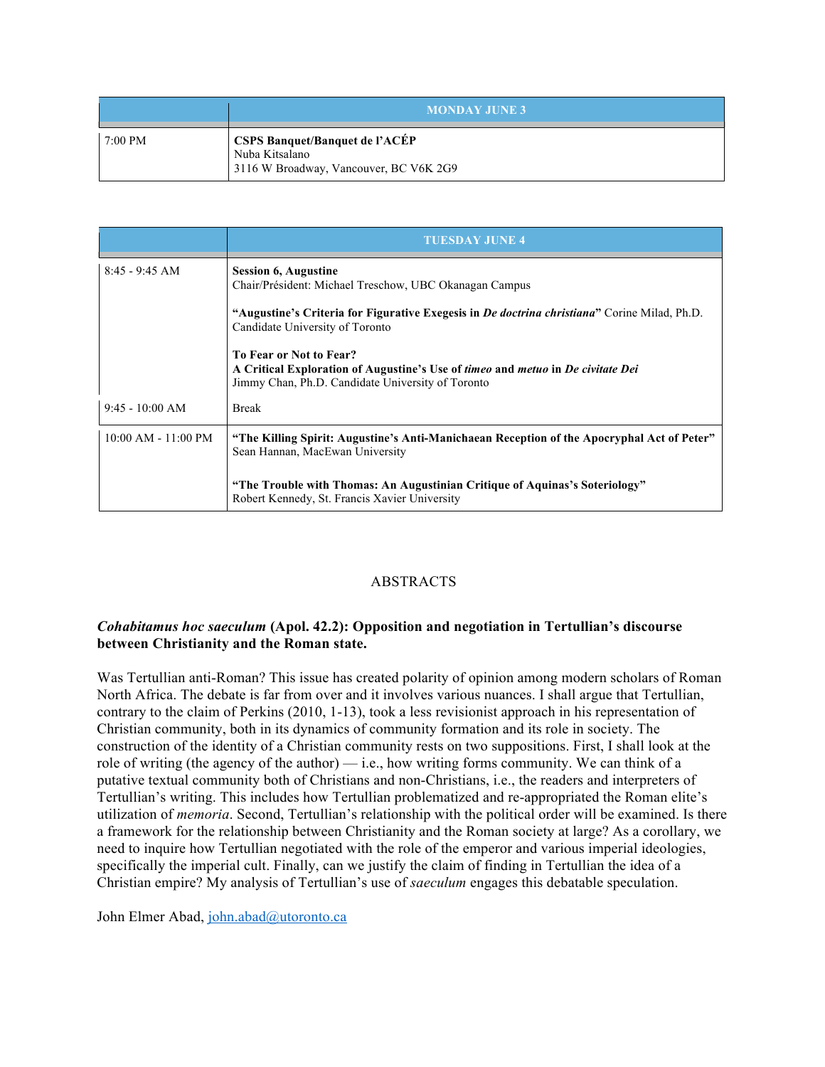| | MONDAY JUNE 3 |
|---|---|
| 7:00 PM | **CSPS Banquet/Banquet de l'ACÉP**<br>Nuba Kitsalano<br>3116 W Broadway, Vancouver, BC V6K 2G9 |

| | TUESDAY JUNE 4 |
|---|---|
| 8:45 - 9:45 AM | **Session 6, Augustine**<br>Chair/Président: Michael Treschow, UBC Okanagan Campus<br><br>**"Augustine's Criteria for Figurative Exegesis in *De doctrina christiana*"** Corine Milad, Ph.D. Candidate University of Toronto<br><br>**To Fear or Not to Fear?**<br>**A Critical Exploration of Augustine's Use of *timeo* and *metuo* in *De civitate Dei***<br>Jimmy Chan, Ph.D. Candidate University of Toronto |
| 9:45 - 10:00 AM | Break |
| 10:00 AM - 11:00 PM | **"The Killing Spirit: Augustine's Anti-Manichaean Reception of the Apocryphal Act of Peter"**<br>Sean Hannan, MacEwan University<br><br>**"The Trouble with Thomas: An Augustinian Critique of Aquinas's Soteriology"**<br>Robert Kennedy, St. Francis Xavier University |

## ABSTRACTS

### *Cohabitamus hoc saeculum* (Apol. 42.2): Opposition and negotiation in Tertullian's discourse between Christianity and the Roman state.

Was Tertullian anti-Roman? This issue has created polarity of opinion among modern scholars of Roman North Africa. The debate is far from over and it involves various nuances. I shall argue that Tertullian, contrary to the claim of Perkins (2010, 1-13), took a less revisionist approach in his representation of Christian community, both in its dynamics of community formation and its role in society. The construction of the identity of a Christian community rests on two suppositions. First, I shall look at the role of writing (the agency of the author) — i.e., how writing forms community. We can think of a putative textual community both of Christians and non-Christians, i.e., the readers and interpreters of Tertullian's writing. This includes how Tertullian problematized and re-appropriated the Roman elite's utilization of *memoria*. Second, Tertullian's relationship with the political order will be examined. Is there a framework for the relationship between Christianity and the Roman society at large? As a corollary, we need to inquire how Tertullian negotiated with the role of the emperor and various imperial ideologies, specifically the imperial cult. Finally, can we justify the claim of finding in Tertullian the idea of a Christian empire? My analysis of Tertullian's use of *saeculum* engages this debatable speculation.

John Elmer Abad, john.abad@utoronto.ca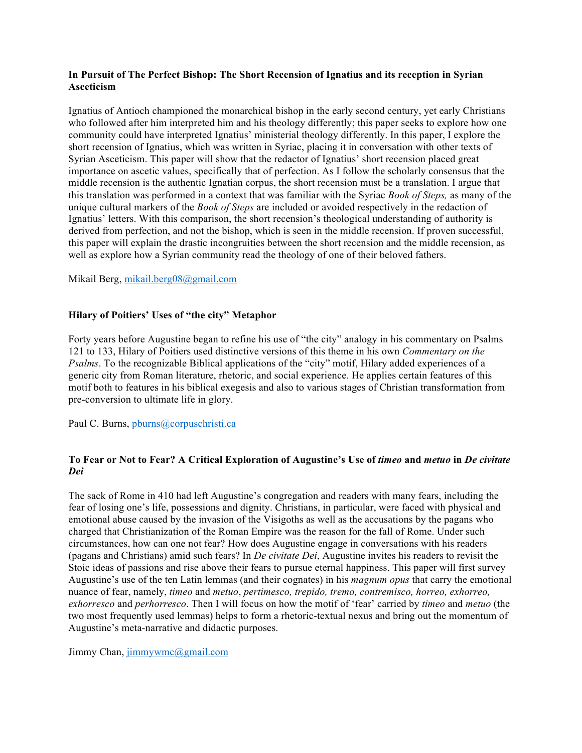**In Pursuit of The Perfect Bishop: The Short Recension of Ignatius and its reception in Syrian Asceticism**

Ignatius of Antioch championed the monarchical bishop in the early second century, yet early Christians who followed after him interpreted him and his theology differently; this paper seeks to explore how one community could have interpreted Ignatius' ministerial theology differently. In this paper, I explore the short recension of Ignatius, which was written in Syriac, placing it in conversation with other texts of Syrian Asceticism. This paper will show that the redactor of Ignatius' short recension placed great importance on ascetic values, specifically that of perfection. As I follow the scholarly consensus that the middle recension is the authentic Ignatian corpus, the short recension must be a translation. I argue that this translation was performed in a context that was familiar with the Syriac *Book of Steps,* as many of the unique cultural markers of the *Book of Steps* are included or avoided respectively in the redaction of Ignatius' letters. With this comparison, the short recension's theological understanding of authority is derived from perfection, and not the bishop, which is seen in the middle recension. If proven successful, this paper will explain the drastic incongruities between the short recension and the middle recension, as well as explore how a Syrian community read the theology of one of their beloved fathers.

Mikail Berg, mikail.berg08@gmail.com

**Hilary of Poitiers' Uses of "the city" Metaphor**

Forty years before Augustine began to refine his use of "the city" analogy in his commentary on Psalms 121 to 133, Hilary of Poitiers used distinctive versions of this theme in his own *Commentary on the Psalms*. To the recognizable Biblical applications of the "city" motif, Hilary added experiences of a generic city from Roman literature, rhetoric, and social experience. He applies certain features of this motif both to features in his biblical exegesis and also to various stages of Christian transformation from pre-conversion to ultimate life in glory.

Paul C. Burns, pburns@corpuschristi.ca

**To Fear or Not to Fear? A Critical Exploration of Augustine's Use of *timeo* and *metuo* in *De civitate Dei***

The sack of Rome in 410 had left Augustine's congregation and readers with many fears, including the fear of losing one's life, possessions and dignity. Christians, in particular, were faced with physical and emotional abuse caused by the invasion of the Visigoths as well as the accusations by the pagans who charged that Christianization of the Roman Empire was the reason for the fall of Rome. Under such circumstances, how can one not fear? How does Augustine engage in conversations with his readers (pagans and Christians) amid such fears? In *De civitate Dei*, Augustine invites his readers to revisit the Stoic ideas of passions and rise above their fears to pursue eternal happiness. This paper will first survey Augustine's use of the ten Latin lemmas (and their cognates) in his *magnum opus* that carry the emotional nuance of fear, namely, *timeo* and *metuo*, *pertimesco, trepido, tremo, contremisco, horreo, exhorreo, exhorresco* and *perhorresco*. Then I will focus on how the motif of 'fear' carried by *timeo* and *metuo* (the two most frequently used lemmas) helps to form a rhetoric-textual nexus and bring out the momentum of Augustine's meta-narrative and didactic purposes.

Jimmy Chan, jimmywmc@gmail.com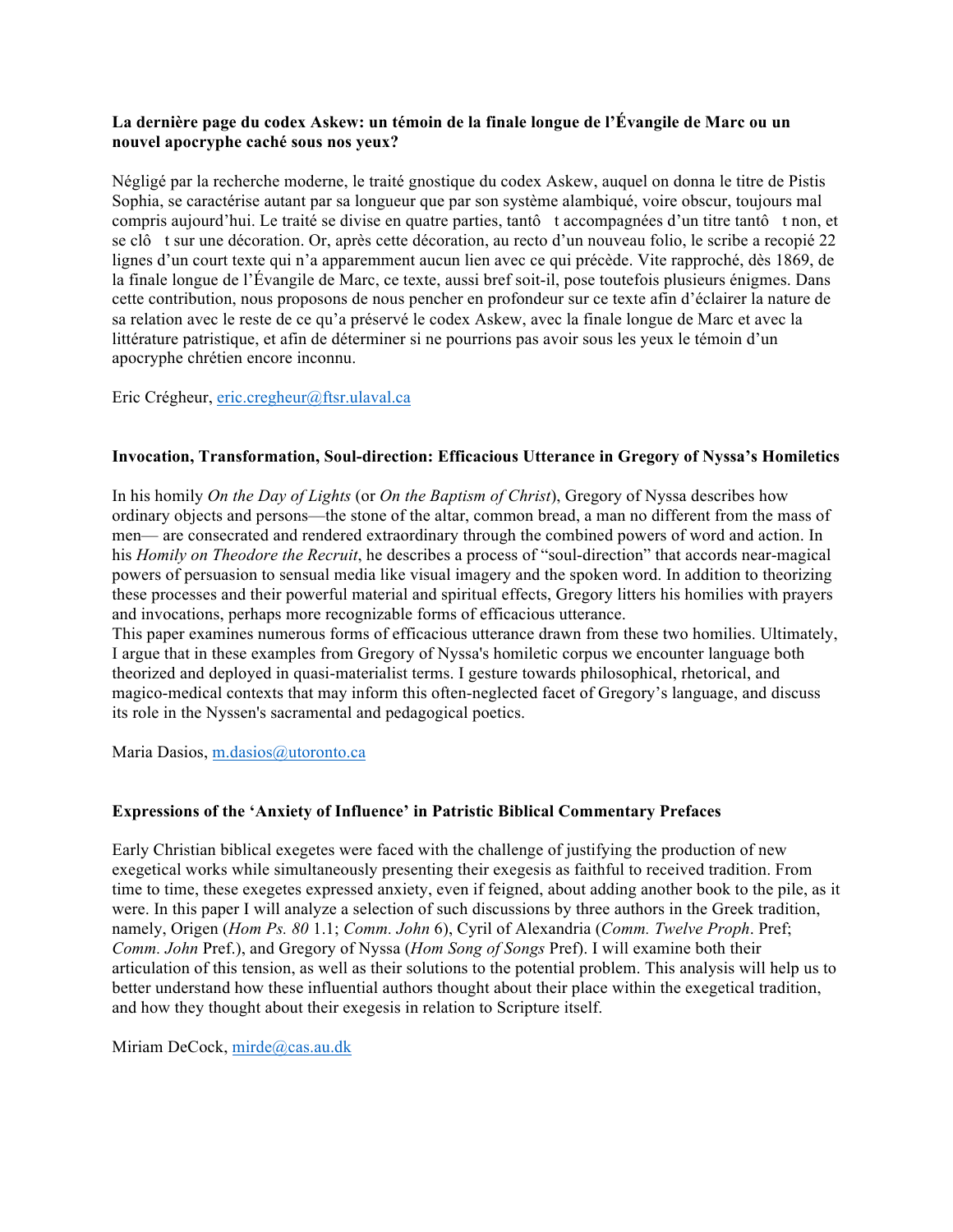**La dernière page du codex Askew: un témoin de la finale longue de l'Évangile de Marc ou un nouvel apocryphe caché sous nos yeux?**

Négligé par la recherche moderne, le traité gnostique du codex Askew, auquel on donna le titre de Pistis Sophia, se caractérise autant par sa longueur que par son système alambiqué, voire obscur, toujours mal compris aujourd'hui. Le traité se divise en quatre parties, tantôt accompagnées d'un titre tantôt non, et se clôt sur une décoration. Or, après cette décoration, au recto d'un nouveau folio, le scribe a recopié 22 lignes d'un court texte qui n'a apparemment aucun lien avec ce qui précède. Vite rapproché, dès 1869, de la finale longue de l'Évangile de Marc, ce texte, aussi bref soit-il, pose toutefois plusieurs énigmes. Dans cette contribution, nous proposons de nous pencher en profondeur sur ce texte afin d'éclairer la nature de sa relation avec le reste de ce qu'a préservé le codex Askew, avec la finale longue de Marc et avec la littérature patristique, et afin de déterminer si ne pourrions pas avoir sous les yeux le témoin d'un apocryphe chrétien encore inconnu.

Eric Crégheur, eric.cregheur@ftsr.ulaval.ca

**Invocation, Transformation, Soul-direction: Efficacious Utterance in Gregory of Nyssa's Homiletics**

In his homily *On the Day of Lights* (or *On the Baptism of Christ*), Gregory of Nyssa describes how ordinary objects and persons—the stone of the altar, common bread, a man no different from the mass of men— are consecrated and rendered extraordinary through the combined powers of word and action. In his *Homily on Theodore the Recruit*, he describes a process of "soul-direction" that accords near-magical powers of persuasion to sensual media like visual imagery and the spoken word. In addition to theorizing these processes and their powerful material and spiritual effects, Gregory litters his homilies with prayers and invocations, perhaps more recognizable forms of efficacious utterance.
This paper examines numerous forms of efficacious utterance drawn from these two homilies. Ultimately, I argue that in these examples from Gregory of Nyssa's homiletic corpus we encounter language both theorized and deployed in quasi-materialist terms. I gesture towards philosophical, rhetorical, and magico-medical contexts that may inform this often-neglected facet of Gregory's language, and discuss its role in the Nyssen's sacramental and pedagogical poetics.

Maria Dasios, m.dasios@utoronto.ca

**Expressions of the 'Anxiety of Influence' in Patristic Biblical Commentary Prefaces**

Early Christian biblical exegetes were faced with the challenge of justifying the production of new exegetical works while simultaneously presenting their exegesis as faithful to received tradition. From time to time, these exegetes expressed anxiety, even if feigned, about adding another book to the pile, as it were. In this paper I will analyze a selection of such discussions by three authors in the Greek tradition, namely, Origen (*Hom Ps. 80* 1.1; *Comm. John* 6), Cyril of Alexandria (*Comm. Twelve Proph*. Pref; *Comm. John* Pref.), and Gregory of Nyssa (*Hom Song of Songs* Pref). I will examine both their articulation of this tension, as well as their solutions to the potential problem. This analysis will help us to better understand how these influential authors thought about their place within the exegetical tradition, and how they thought about their exegesis in relation to Scripture itself.

Miriam DeCock, mirde@cas.au.dk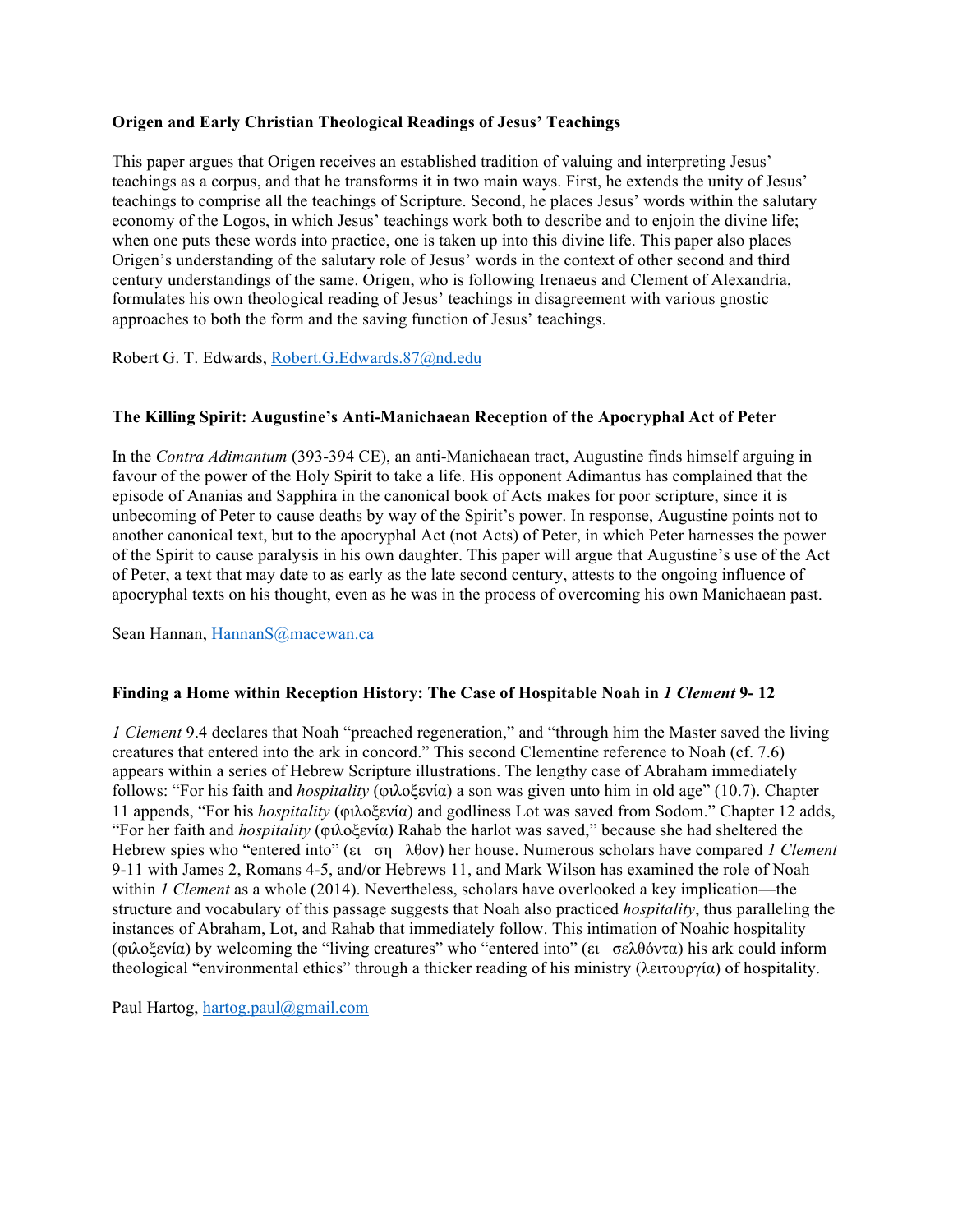**Origen and Early Christian Theological Readings of Jesus' Teachings**

This paper argues that Origen receives an established tradition of valuing and interpreting Jesus' teachings as a corpus, and that he transforms it in two main ways. First, he extends the unity of Jesus' teachings to comprise all the teachings of Scripture. Second, he places Jesus' words within the salutary economy of the Logos, in which Jesus' teachings work both to describe and to enjoin the divine life; when one puts these words into practice, one is taken up into this divine life. This paper also places Origen's understanding of the salutary role of Jesus' words in the context of other second and third century understandings of the same. Origen, who is following Irenaeus and Clement of Alexandria, formulates his own theological reading of Jesus' teachings in disagreement with various gnostic approaches to both the form and the saving function of Jesus' teachings.

Robert G. T. Edwards, Robert.G.Edwards.87@nd.edu

**The Killing Spirit: Augustine's Anti-Manichaean Reception of the Apocryphal Act of Peter**

In the *Contra Adimantum* (393-394 CE), an anti-Manichaean tract, Augustine finds himself arguing in favour of the power of the Holy Spirit to take a life. His opponent Adimantus has complained that the episode of Ananias and Sapphira in the canonical book of Acts makes for poor scripture, since it is unbecoming of Peter to cause deaths by way of the Spirit's power. In response, Augustine points not to another canonical text, but to the apocryphal Act (not Acts) of Peter, in which Peter harnesses the power of the Spirit to cause paralysis in his own daughter. This paper will argue that Augustine's use of the Act of Peter, a text that may date to as early as the late second century, attests to the ongoing influence of apocryphal texts on his thought, even as he was in the process of overcoming his own Manichaean past.

Sean Hannan, HannanS@macewan.ca

**Finding a Home within Reception History: The Case of Hospitable Noah in *1 Clement* 9- 12**

*1 Clement* 9.4 declares that Noah "preached regeneration," and "through him the Master saved the living creatures that entered into the ark in concord." This second Clementine reference to Noah (cf. 7.6) appears within a series of Hebrew Scripture illustrations. The lengthy case of Abraham immediately follows: "For his faith and *hospitality* (φιλοξενία) a son was given unto him in old age" (10.7). Chapter 11 appends, "For his *hospitality* (φιλοξενία) and godliness Lot was saved from Sodom." Chapter 12 adds, "For her faith and *hospitality* (φιλοξενία) Rahab the harlot was saved," because she had sheltered the Hebrew spies who "entered into" (ει ση λθον) her house. Numerous scholars have compared *1 Clement* 9-11 with James 2, Romans 4-5, and/or Hebrews 11, and Mark Wilson has examined the role of Noah within *1 Clement* as a whole (2014). Nevertheless, scholars have overlooked a key implication—the structure and vocabulary of this passage suggests that Noah also practiced *hospitality*, thus paralleling the instances of Abraham, Lot, and Rahab that immediately follow. This intimation of Noahic hospitality (φιλοξενία) by welcoming the "living creatures" who "entered into" (ει σελθόντα) his ark could inform theological "environmental ethics" through a thicker reading of his ministry (λειτουργία) of hospitality.

Paul Hartog, hartog.paul@gmail.com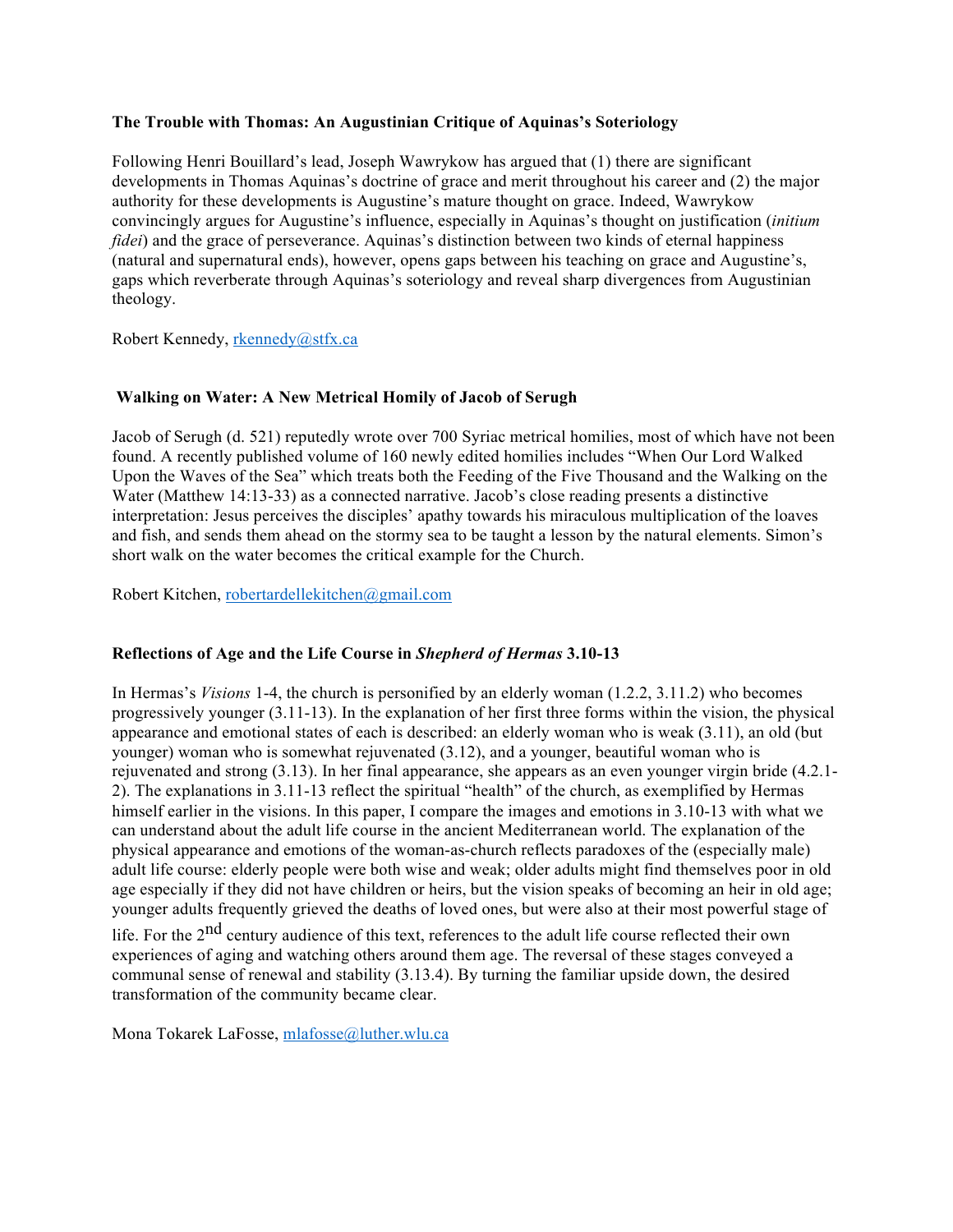**The Trouble with Thomas: An Augustinian Critique of Aquinas's Soteriology**

Following Henri Bouillard's lead, Joseph Wawrykow has argued that (1) there are significant developments in Thomas Aquinas's doctrine of grace and merit throughout his career and (2) the major authority for these developments is Augustine's mature thought on grace. Indeed, Wawrykow convincingly argues for Augustine's influence, especially in Aquinas's thought on justification (*initium fidei*) and the grace of perseverance. Aquinas's distinction between two kinds of eternal happiness (natural and supernatural ends), however, opens gaps between his teaching on grace and Augustine's, gaps which reverberate through Aquinas's soteriology and reveal sharp divergences from Augustinian theology.

Robert Kennedy, rkennedy@stfx.ca

**Walking on Water: A New Metrical Homily of Jacob of Serugh**

Jacob of Serugh (d. 521) reputedly wrote over 700 Syriac metrical homilies, most of which have not been found. A recently published volume of 160 newly edited homilies includes "When Our Lord Walked Upon the Waves of the Sea" which treats both the Feeding of the Five Thousand and the Walking on the Water (Matthew 14:13-33) as a connected narrative. Jacob's close reading presents a distinctive interpretation: Jesus perceives the disciples' apathy towards his miraculous multiplication of the loaves and fish, and sends them ahead on the stormy sea to be taught a lesson by the natural elements. Simon's short walk on the water becomes the critical example for the Church.

Robert Kitchen, robertardellekitchen@gmail.com

**Reflections of Age and the Life Course in *Shepherd of Hermas* 3.10-13**

In Hermas's *Visions* 1-4, the church is personified by an elderly woman (1.2.2, 3.11.2) who becomes progressively younger (3.11-13). In the explanation of her first three forms within the vision, the physical appearance and emotional states of each is described: an elderly woman who is weak (3.11), an old (but younger) woman who is somewhat rejuvenated (3.12), and a younger, beautiful woman who is rejuvenated and strong (3.13). In her final appearance, she appears as an even younger virgin bride (4.2.1-2). The explanations in 3.11-13 reflect the spiritual "health" of the church, as exemplified by Hermas himself earlier in the visions. In this paper, I compare the images and emotions in 3.10-13 with what we can understand about the adult life course in the ancient Mediterranean world. The explanation of the physical appearance and emotions of the woman-as-church reflects paradoxes of the (especially male) adult life course: elderly people were both wise and weak; older adults might find themselves poor in old age especially if they did not have children or heirs, but the vision speaks of becoming an heir in old age; younger adults frequently grieved the deaths of loved ones, but were also at their most powerful stage of life. For the 2nd century audience of this text, references to the adult life course reflected their own experiences of aging and watching others around them age. The reversal of these stages conveyed a communal sense of renewal and stability (3.13.4). By turning the familiar upside down, the desired transformation of the community became clear.

Mona Tokarek LaFosse, mlafosse@luther.wlu.ca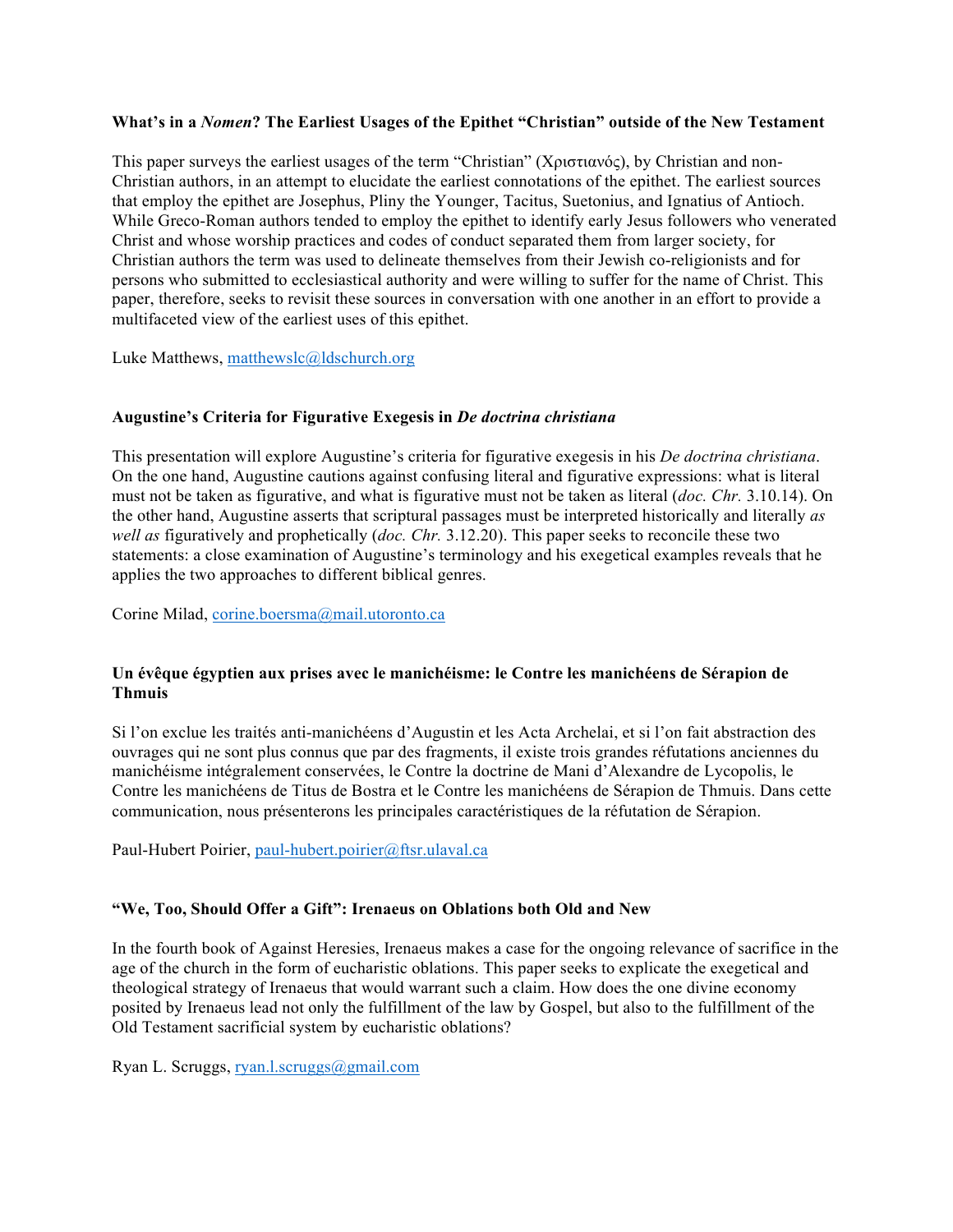### What's in a *Nomen*? The Earliest Usages of the Epithet "Christian" outside of the New Testament

This paper surveys the earliest usages of the term "Christian" (Χριστιανός), by Christian and non-Christian authors, in an attempt to elucidate the earliest connotations of the epithet. The earliest sources that employ the epithet are Josephus, Pliny the Younger, Tacitus, Suetonius, and Ignatius of Antioch. While Greco-Roman authors tended to employ the epithet to identify early Jesus followers who venerated Christ and whose worship practices and codes of conduct separated them from larger society, for Christian authors the term was used to delineate themselves from their Jewish co-religionists and for persons who submitted to ecclesiastical authority and were willing to suffer for the name of Christ. This paper, therefore, seeks to revisit these sources in conversation with one another in an effort to provide a multifaceted view of the earliest uses of this epithet.

Luke Matthews, matthewslc@ldschurch.org

### Augustine's Criteria for Figurative Exegesis in *De doctrina christiana*

This presentation will explore Augustine's criteria for figurative exegesis in his *De doctrina christiana*. On the one hand, Augustine cautions against confusing literal and figurative expressions: what is literal must not be taken as figurative, and what is figurative must not be taken as literal (*doc. Chr.* 3.10.14). On the other hand, Augustine asserts that scriptural passages must be interpreted historically and literally *as well as* figuratively and prophetically (*doc. Chr.* 3.12.20). This paper seeks to reconcile these two statements: a close examination of Augustine's terminology and his exegetical examples reveals that he applies the two approaches to different biblical genres.

Corine Milad, corine.boersma@mail.utoronto.ca

### Un évêque égyptien aux prises avec le manichéisme: le Contre les manichéens de Sérapion de Thmuis

Si l'on exclue les traités anti-manichéens d'Augustin et les Acta Archelai, et si l'on fait abstraction des ouvrages qui ne sont plus connus que par des fragments, il existe trois grandes réfutations anciennes du manichéisme intégralement conservées, le Contre la doctrine de Mani d'Alexandre de Lycopolis, le Contre les manichéens de Titus de Bostra et le Contre les manichéens de Sérapion de Thmuis. Dans cette communication, nous présenterons les principales caractéristiques de la réfutation de Sérapion.

Paul-Hubert Poirier, paul-hubert.poirier@ftsr.ulaval.ca

### "We, Too, Should Offer a Gift": Irenaeus on Oblations both Old and New

In the fourth book of Against Heresies, Irenaeus makes a case for the ongoing relevance of sacrifice in the age of the church in the form of eucharistic oblations. This paper seeks to explicate the exegetical and theological strategy of Irenaeus that would warrant such a claim. How does the one divine economy posited by Irenaeus lead not only the fulfillment of the law by Gospel, but also to the fulfillment of the Old Testament sacrificial system by eucharistic oblations?

Ryan L. Scruggs, ryan.l.scruggs@gmail.com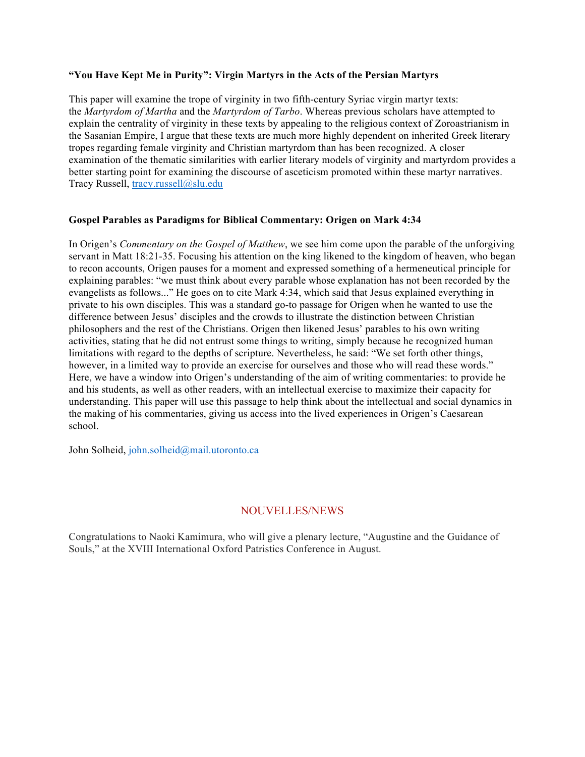**“You Have Kept Me in Purity”: Virgin Martyrs in the Acts of the Persian Martyrs**

This paper will examine the trope of virginity in two fifth-century Syriac virgin martyr texts: the *Martyrdom of Martha* and the *Martyrdom of Tarbo*. Whereas previous scholars have attempted to explain the centrality of virginity in these texts by appealing to the religious context of Zoroastrianism in the Sasanian Empire, I argue that these texts are much more highly dependent on inherited Greek literary tropes regarding female virginity and Christian martyrdom than has been recognized. A closer examination of the thematic similarities with earlier literary models of virginity and martyrdom provides a better starting point for examining the discourse of asceticism promoted within these martyr narratives.
Tracy Russell, tracy.russell@slu.edu

**Gospel Parables as Paradigms for Biblical Commentary: Origen on Mark 4:34**

In Origen’s *Commentary on the Gospel of Matthew*, we see him come upon the parable of the unforgiving servant in Matt 18:21-35. Focusing his attention on the king likened to the kingdom of heaven, who began to recon accounts, Origen pauses for a moment and expressed something of a hermeneutical principle for explaining parables: “we must think about every parable whose explanation has not been recorded by the evangelists as follows...” He goes on to cite Mark 4:34, which said that Jesus explained everything in private to his own disciples. This was a standard go-to passage for Origen when he wanted to use the difference between Jesus’ disciples and the crowds to illustrate the distinction between Christian philosophers and the rest of the Christians. Origen then likened Jesus’ parables to his own writing activities, stating that he did not entrust some things to writing, simply because he recognized human limitations with regard to the depths of scripture. Nevertheless, he said: “We set forth other things, however, in a limited way to provide an exercise for ourselves and those who will read these words.” Here, we have a window into Origen’s understanding of the aim of writing commentaries: to provide he and his students, as well as other readers, with an intellectual exercise to maximize their capacity for understanding. This paper will use this passage to help think about the intellectual and social dynamics in the making of his commentaries, giving us access into the lived experiences in Origen’s Caesarean school.

John Solheid, john.solheid@mail.utoronto.ca

## NOUVELLES/NEWS

Congratulations to Naoki Kamimura, who will give a plenary lecture, “Augustine and the Guidance of Souls,” at the XVIII International Oxford Patristics Conference in August.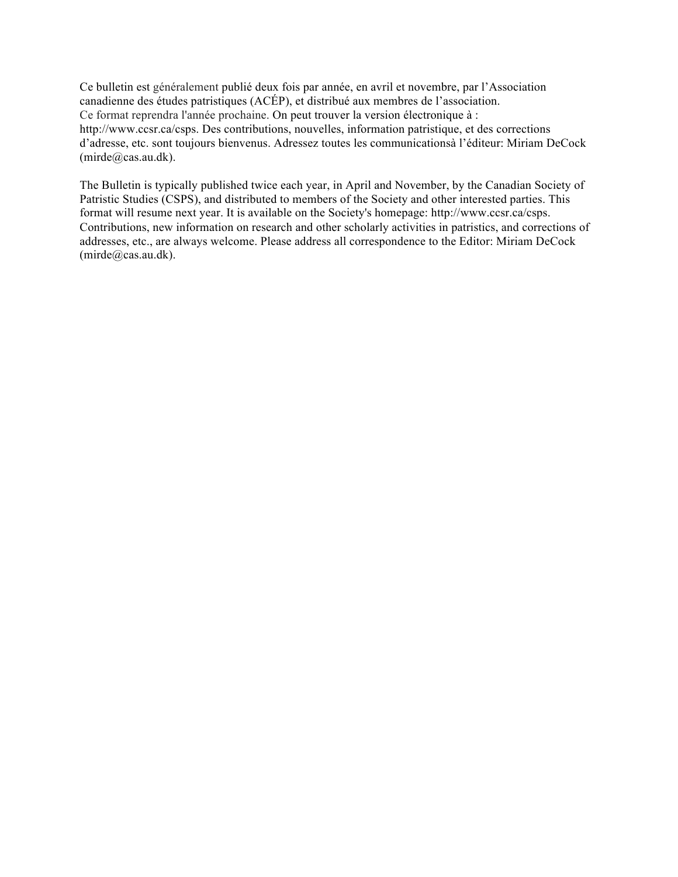Ce bulletin est généralement publié deux fois par année, en avril et novembre, par l'Association canadienne des études patristiques (ACÉP), et distribué aux membres de l'association. Ce format reprendra l'année prochaine. On peut trouver la version électronique à : http://www.ccsr.ca/csps. Des contributions, nouvelles, information patristique, et des corrections d'adresse, etc. sont toujours bienvenus. Adressez toutes les communicationsà l'éditeur: Miriam DeCock (mirde@cas.au.dk).

The Bulletin is typically published twice each year, in April and November, by the Canadian Society of Patristic Studies (CSPS), and distributed to members of the Society and other interested parties. This format will resume next year. It is available on the Society's homepage: http://www.ccsr.ca/csps. Contributions, new information on research and other scholarly activities in patristics, and corrections of addresses, etc., are always welcome. Please address all correspondence to the Editor: Miriam DeCock (mirde@cas.au.dk).